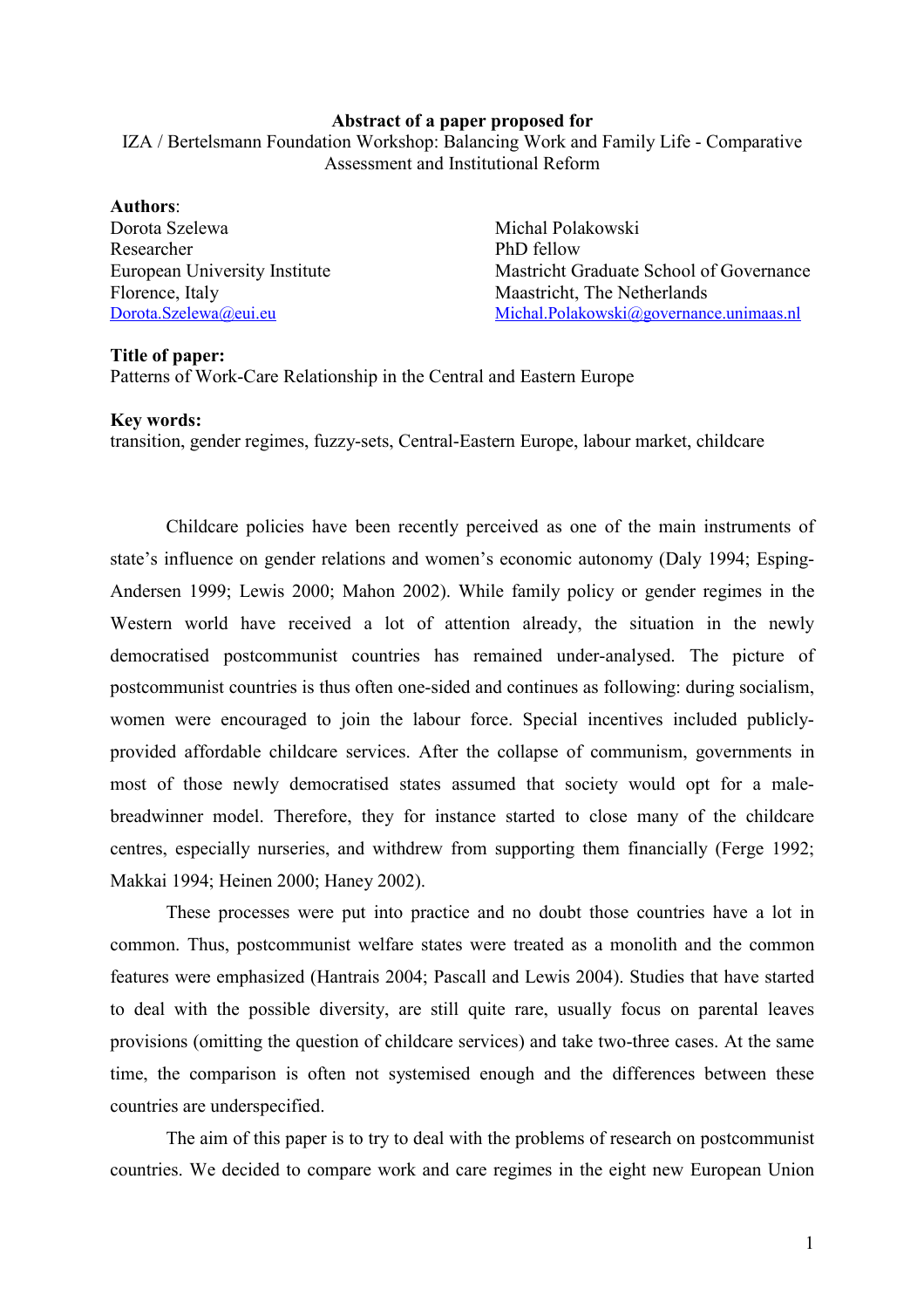**Abstract of a paper proposed for**

IZA / Bertelsmann Foundation Workshop: Balancing Work and Family Life - Comparative Assessment and Institutional Reform

**Authors**:

Dorota Szelewa
Researcher
European University Institute
Florence, Italy
Dorota.Szelewa@eui.eu

Michal Polakowski
PhD fellow
Mastricht Graduate School of Governance
Maastricht, The Netherlands
Michal.Polakowski@governance.unimaas.nl

**Title of paper:**
Patterns of Work-Care Relationship in the Central and Eastern Europe

**Key words:**
transition, gender regimes, fuzzy-sets, Central-Eastern Europe, labour market, childcare

Childcare policies have been recently perceived as one of the main instruments of state's influence on gender relations and women's economic autonomy (Daly 1994; Esping-Andersen 1999; Lewis 2000; Mahon 2002). While family policy or gender regimes in the Western world have received a lot of attention already, the situation in the newly democratised postcommunist countries has remained under-analysed. The picture of postcommunist countries is thus often one-sided and continues as following: during socialism, women were encouraged to join the labour force. Special incentives included publicly-provided affordable childcare services. After the collapse of communism, governments in most of those newly democratised states assumed that society would opt for a male-breadwinner model. Therefore, they for instance started to close many of the childcare centres, especially nurseries, and withdrew from supporting them financially (Ferge 1992; Makkai 1994; Heinen 2000; Haney 2002).

These processes were put into practice and no doubt those countries have a lot in common. Thus, postcommunist welfare states were treated as a monolith and the common features were emphasized (Hantrais 2004; Pascall and Lewis 2004). Studies that have started to deal with the possible diversity, are still quite rare, usually focus on parental leaves provisions (omitting the question of childcare services) and take two-three cases. At the same time, the comparison is often not systemised enough and the differences between these countries are underspecified.

The aim of this paper is to try to deal with the problems of research on postcommunist countries. We decided to compare work and care regimes in the eight new European Union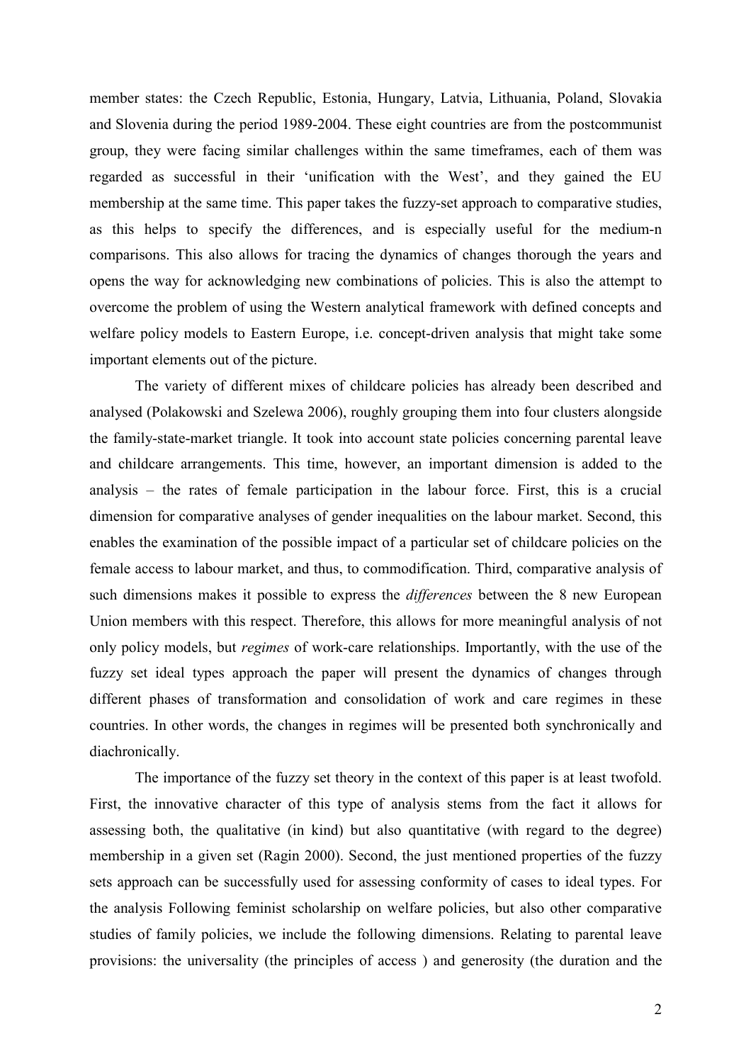member states: the Czech Republic, Estonia, Hungary, Latvia, Lithuania, Poland, Slovakia and Slovenia during the period 1989-2004. These eight countries are from the postcommunist group, they were facing similar challenges within the same timeframes, each of them was regarded as successful in their 'unification with the West', and they gained the EU membership at the same time. This paper takes the fuzzy-set approach to comparative studies, as this helps to specify the differences, and is especially useful for the medium-n comparisons. This also allows for tracing the dynamics of changes thorough the years and opens the way for acknowledging new combinations of policies. This is also the attempt to overcome the problem of using the Western analytical framework with defined concepts and welfare policy models to Eastern Europe, i.e. concept-driven analysis that might take some important elements out of the picture.

The variety of different mixes of childcare policies has already been described and analysed (Polakowski and Szelewa 2006), roughly grouping them into four clusters alongside the family-state-market triangle. It took into account state policies concerning parental leave and childcare arrangements. This time, however, an important dimension is added to the analysis – the rates of female participation in the labour force. First, this is a crucial dimension for comparative analyses of gender inequalities on the labour market. Second, this enables the examination of the possible impact of a particular set of childcare policies on the female access to labour market, and thus, to commodification. Third, comparative analysis of such dimensions makes it possible to express the *differences* between the 8 new European Union members with this respect. Therefore, this allows for more meaningful analysis of not only policy models, but *regimes* of work-care relationships. Importantly, with the use of the fuzzy set ideal types approach the paper will present the dynamics of changes through different phases of transformation and consolidation of work and care regimes in these countries. In other words, the changes in regimes will be presented both synchronically and diachronically.

The importance of the fuzzy set theory in the context of this paper is at least twofold. First, the innovative character of this type of analysis stems from the fact it allows for assessing both, the qualitative (in kind) but also quantitative (with regard to the degree) membership in a given set (Ragin 2000). Second, the just mentioned properties of the fuzzy sets approach can be successfully used for assessing conformity of cases to ideal types. For the analysis Following feminist scholarship on welfare policies, but also other comparative studies of family policies, we include the following dimensions. Relating to parental leave provisions: the universality (the principles of access ) and generosity (the duration and the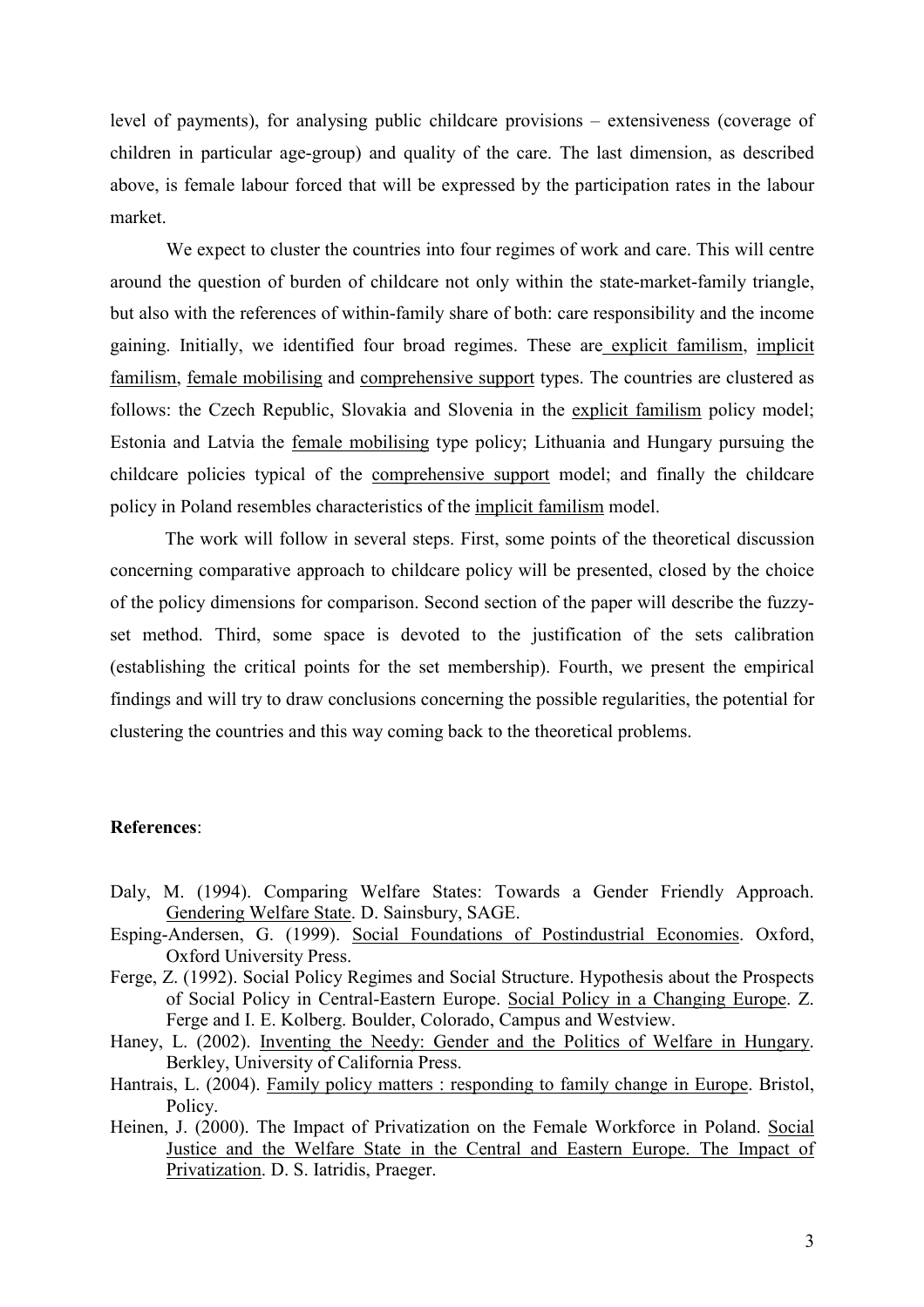level of payments), for analysing public childcare provisions – extensiveness (coverage of children in particular age-group) and quality of the care. The last dimension, as described above, is female labour forced that will be expressed by the participation rates in the labour market.

We expect to cluster the countries into four regimes of work and care. This will centre around the question of burden of childcare not only within the state-market-family triangle, but also with the references of within-family share of both: care responsibility and the income gaining. Initially, we identified four broad regimes. These are explicit familism, implicit familism, female mobilising and comprehensive support types. The countries are clustered as follows: the Czech Republic, Slovakia and Slovenia in the explicit familism policy model; Estonia and Latvia the female mobilising type policy; Lithuania and Hungary pursuing the childcare policies typical of the comprehensive support model; and finally the childcare policy in Poland resembles characteristics of the implicit familism model.

The work will follow in several steps. First, some points of the theoretical discussion concerning comparative approach to childcare policy will be presented, closed by the choice of the policy dimensions for comparison. Second section of the paper will describe the fuzzy-set method. Third, some space is devoted to the justification of the sets calibration (establishing the critical points for the set membership). Fourth, we present the empirical findings and will try to draw conclusions concerning the possible regularities, the potential for clustering the countries and this way coming back to the theoretical problems.

**References**:

Daly, M. (1994). Comparing Welfare States: Towards a Gender Friendly Approach. Gendering Welfare State. D. Sainsbury, SAGE.

Esping-Andersen, G. (1999). Social Foundations of Postindustrial Economies. Oxford, Oxford University Press.

Ferge, Z. (1992). Social Policy Regimes and Social Structure. Hypothesis about the Prospects of Social Policy in Central-Eastern Europe. Social Policy in a Changing Europe. Z. Ferge and I. E. Kolberg. Boulder, Colorado, Campus and Westview.

Haney, L. (2002). Inventing the Needy: Gender and the Politics of Welfare in Hungary. Berkley, University of California Press.

Hantrais, L. (2004). Family policy matters : responding to family change in Europe. Bristol, Policy.

Heinen, J. (2000). The Impact of Privatization on the Female Workforce in Poland. Social Justice and the Welfare State in the Central and Eastern Europe. The Impact of Privatization. D. S. Iatridis, Praeger.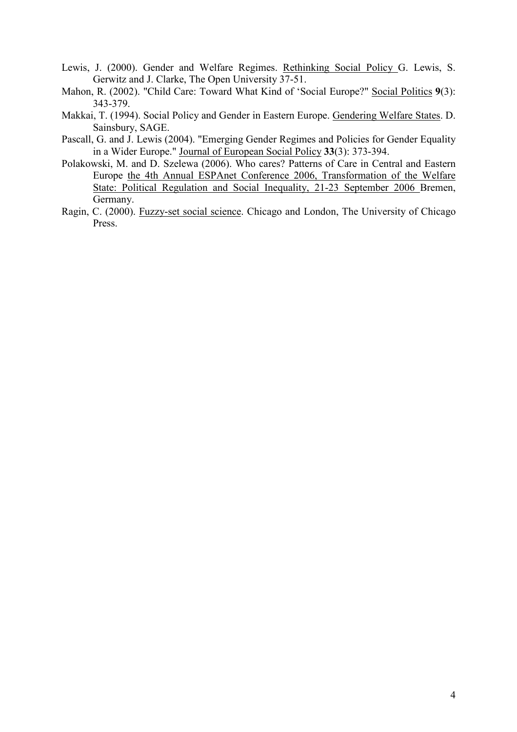Lewis, J. (2000). Gender and Welfare Regimes. Rethinking Social Policy G. Lewis, S. Gerwitz and J. Clarke, The Open University 37-51.

Mahon, R. (2002). "Child Care: Toward What Kind of 'Social Europe?" Social Politics **9**(3): 343-379.

Makkai, T. (1994). Social Policy and Gender in Eastern Europe. Gendering Welfare States. D. Sainsbury, SAGE.

Pascall, G. and J. Lewis (2004). "Emerging Gender Regimes and Policies for Gender Equality in a Wider Europe." Journal of European Social Policy **33**(3): 373-394.

Polakowski, M. and D. Szelewa (2006). Who cares? Patterns of Care in Central and Eastern Europe the 4th Annual ESPAnet Conference 2006, Transformation of the Welfare State: Political Regulation and Social Inequality, 21-23 September 2006 Bremen, Germany.

Ragin, C. (2000). Fuzzy-set social science. Chicago and London, The University of Chicago Press.